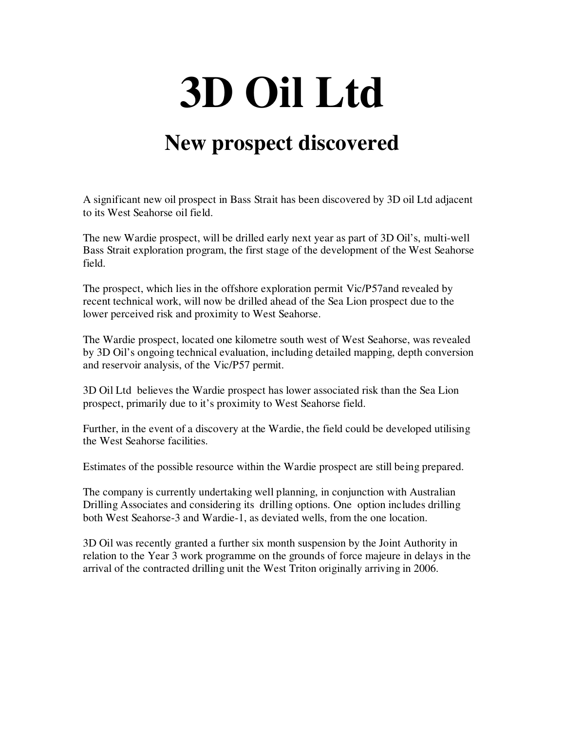# 3D Oil Ltd

## New prospect discovered

A significant new oil prospect in Bass Strait has been discovered by 3D oil Ltd adjacent to its West Seahorse oil field.

The new Wardie prospect, will be drilled early next year as part of 3D Oil's, multi-well Bass Strait exploration program, the first stage of the development of the West Seahorse field.

The prospect, which lies in the offshore exploration permit Vic/P57and revealed by recent technical work, will now be drilled ahead of the Sea Lion prospect due to the lower perceived risk and proximity to West Seahorse.

The Wardie prospect, located one kilometre south west of West Seahorse, was revealed by 3D Oil's ongoing technical evaluation, including detailed mapping, depth conversion and reservoir analysis, of the Vic/P57 permit.

3D Oil Ltd believes the Wardie prospect has lower associated risk than the Sea Lion prospect, primarily due to it's proximity to West Seahorse field.

Further, in the event of a discovery at the Wardie, the field could be developed utilising the West Seahorse facilities.

Estimates of the possible resource within the Wardie prospect are still being prepared.

The company is currently undertaking well planning, in conjunction with Australian Drilling Associates and considering its drilling options. One option includes drilling both West Seahorse-3 and Wardie-1, as deviated wells, from the one location.

3D Oil was recently granted a further six month suspension by the Joint Authority in relation to the Year 3 work programme on the grounds of force majeure in delays in the arrival of the contracted drilling unit the West Triton originally arriving in 2006.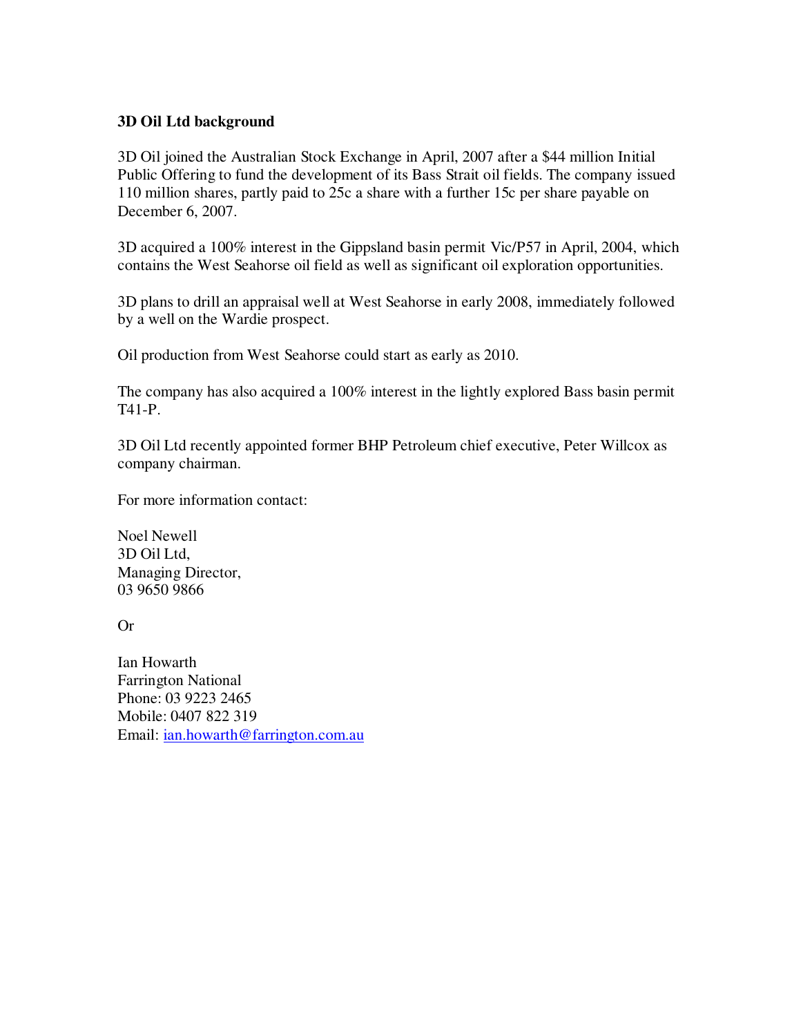**3D Oil Ltd background**

3D Oil joined the Australian Stock Exchange in April, 2007 after a $44 million Initial Public Offering to fund the development of its Bass Strait oil fields. The company issued 110 million shares, partly paid to 25c a share with a further 15c per share payable on December 6, 2007.

3D acquired a 100% interest in the Gippsland basin permit Vic/P57 in April, 2004, which contains the West Seahorse oil field as well as significant oil exploration opportunities.

3D plans to drill an appraisal well at West Seahorse in early 2008, immediately followed by a well on the Wardie prospect.

Oil production from West Seahorse could start as early as 2010.

The company has also acquired a 100% interest in the lightly explored Bass basin permit T41-P.

3D Oil Ltd recently appointed former BHP Petroleum chief executive, Peter Willcox as company chairman.

For more information contact:

Noel Newell
3D Oil Ltd,
Managing Director,
03 9650 9866

Or

Ian Howarth
Farrington National
Phone: 03 9223 2465
Mobile: 0407 822 319
Email: ian.howarth@farrington.com.au